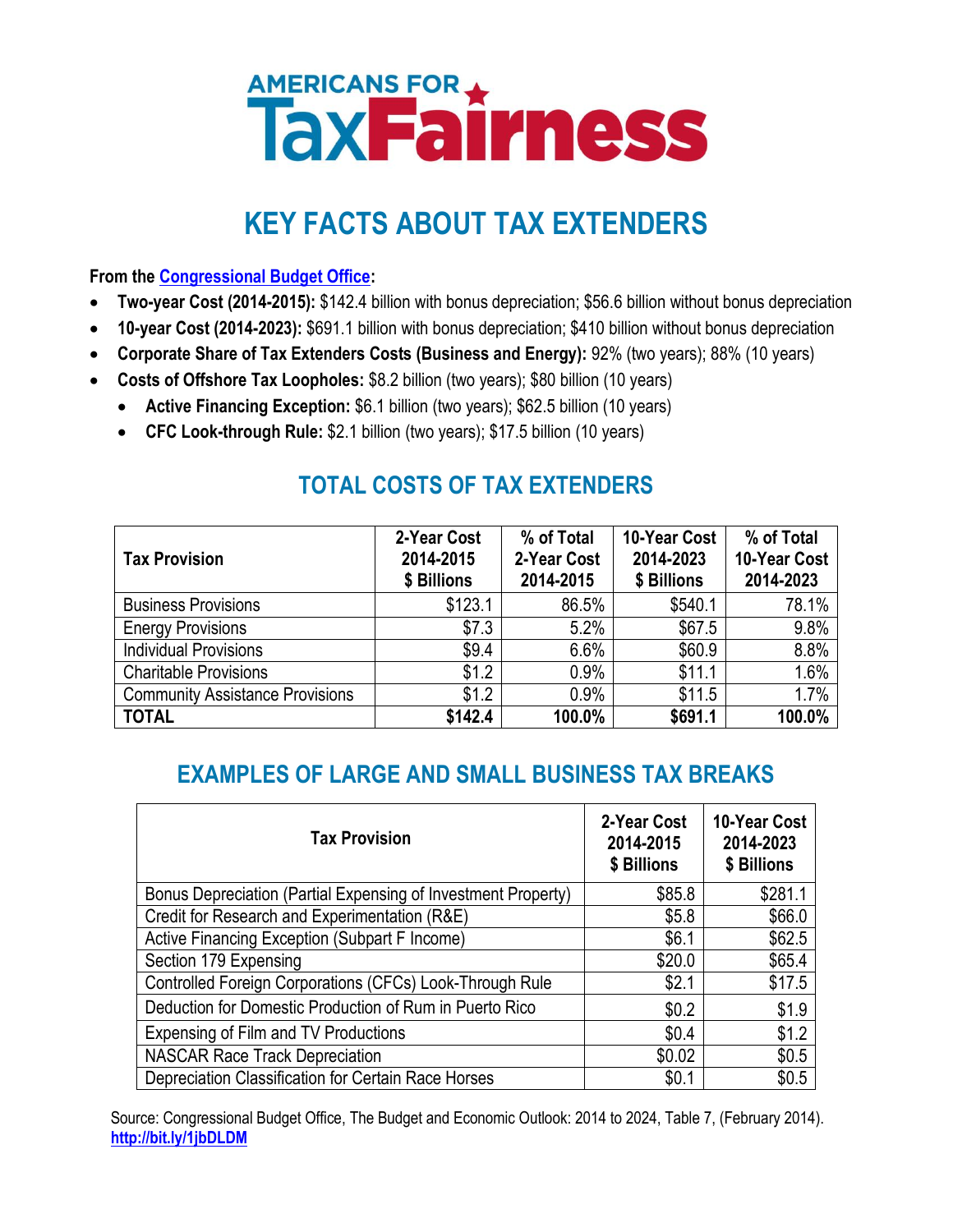# AMERICANS FOR TaxFairness

## KEY FACTS ABOUT TAX EXTENDERS

**From the Congressional Budget Office:**

- **Two-year Cost (2014-2015):** $142.4 billion with bonus depreciation; $56.6 billion without bonus depreciation
- **10-year Cost (2014-2023):** $691.1 billion with bonus depreciation; $410 billion without bonus depreciation
- **Corporate Share of Tax Extenders Costs (Business and Energy):** 92% (two years); 88% (10 years)
- **Costs of Offshore Tax Loopholes:** $8.2 billion (two years); $80 billion (10 years)
  - **Active Financing Exception:** $6.1 billion (two years); $62.5 billion (10 years)
  - **CFC Look-through Rule:** $2.1 billion (two years); $17.5 billion (10 years)

## TOTAL COSTS OF TAX EXTENDERS

| Tax Provision | 2-Year Cost 2014-2015 $ Billions | % of Total 2-Year Cost 2014-2015 | 10-Year Cost 2014-2023 $ Billions | % of Total 10-Year Cost 2014-2023 |
|---|---|---|---|---|
| Business Provisions | $123.1 | 86.5% | $540.1 | 78.1% |
| Energy Provisions | $7.3 | 5.2% | $67.5 | 9.8% |
| Individual Provisions | $9.4 | 6.6% | $60.9 | 8.8% |
| Charitable Provisions | $1.2 | 0.9% | $11.1 | 1.6% |
| Community Assistance Provisions | $1.2 | 0.9% | $11.5 | 1.7% |
| **TOTAL** | **$142.4** | **100.0%** | **$691.1** | **100.0%** |

## EXAMPLES OF LARGE AND SMALL BUSINESS TAX BREAKS

| Tax Provision | 2-Year Cost 2014-2015 $ Billions | 10-Year Cost 2014-2023 $ Billions |
|---|---|---|
| Bonus Depreciation (Partial Expensing of Investment Property) | $85.8 | $281.1 |
| Credit for Research and Experimentation (R&E) | $5.8 | $66.0 |
| Active Financing Exception (Subpart F Income) | $6.1 | $62.5 |
| Section 179 Expensing | $20.0 | $65.4 |
| Controlled Foreign Corporations (CFCs) Look-Through Rule | $2.1 | $17.5 |
| Deduction for Domestic Production of Rum in Puerto Rico | $0.2 | $1.9 |
| Expensing of Film and TV Productions | $0.4 | $1.2 |
| NASCAR Race Track Depreciation | $0.02 | $0.5 |
| Depreciation Classification for Certain Race Horses | $0.1 | $0.5 |

Source: Congressional Budget Office, The Budget and Economic Outlook: 2014 to 2024, Table 7, (February 2014). **http://bit.ly/1jbDLDM**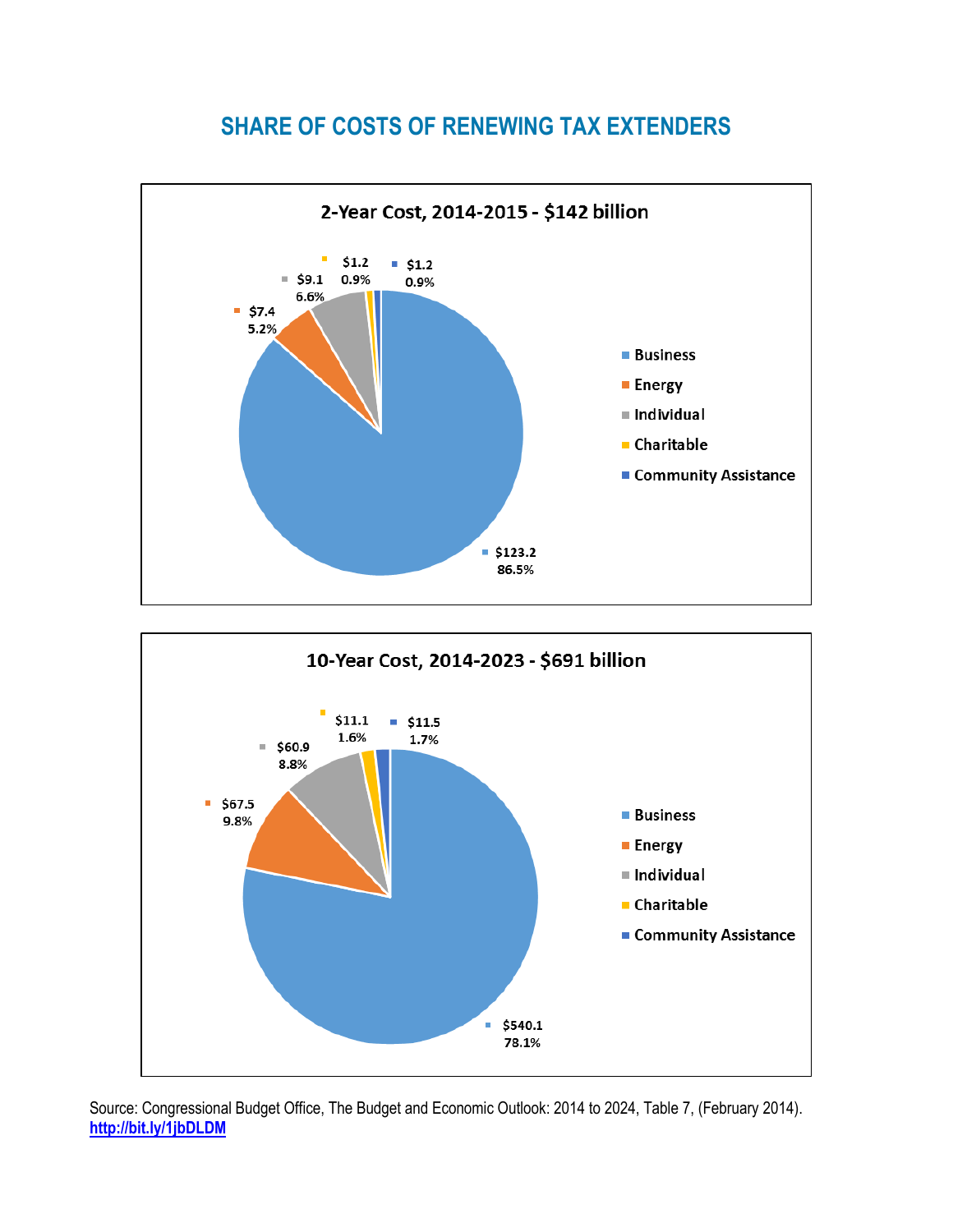## SHARE OF COSTS OF RENEWING TAX EXTENDERS

**2-Year Cost, 2014-2015 - $142 billion**

$1.2
0.9%

$1.2
0.9%

$9.1
6.6%

$7.4
5.2%

$123.2
86.5%

Business
Energy
Individual
Charitable
Community Assistance

**10-Year Cost, 2014-2023 - $691 billion**

$11.1
1.6%

$11.5
1.7%

$60.9
8.8%

$67.5
9.8%

$540.1
78.1%

Business
Energy
Individual
Charitable
Community Assistance

Source: Congressional Budget Office, The Budget and Economic Outlook: 2014 to 2024, Table 7, (February 2014).
**http://bit.ly/1jbDLDM**